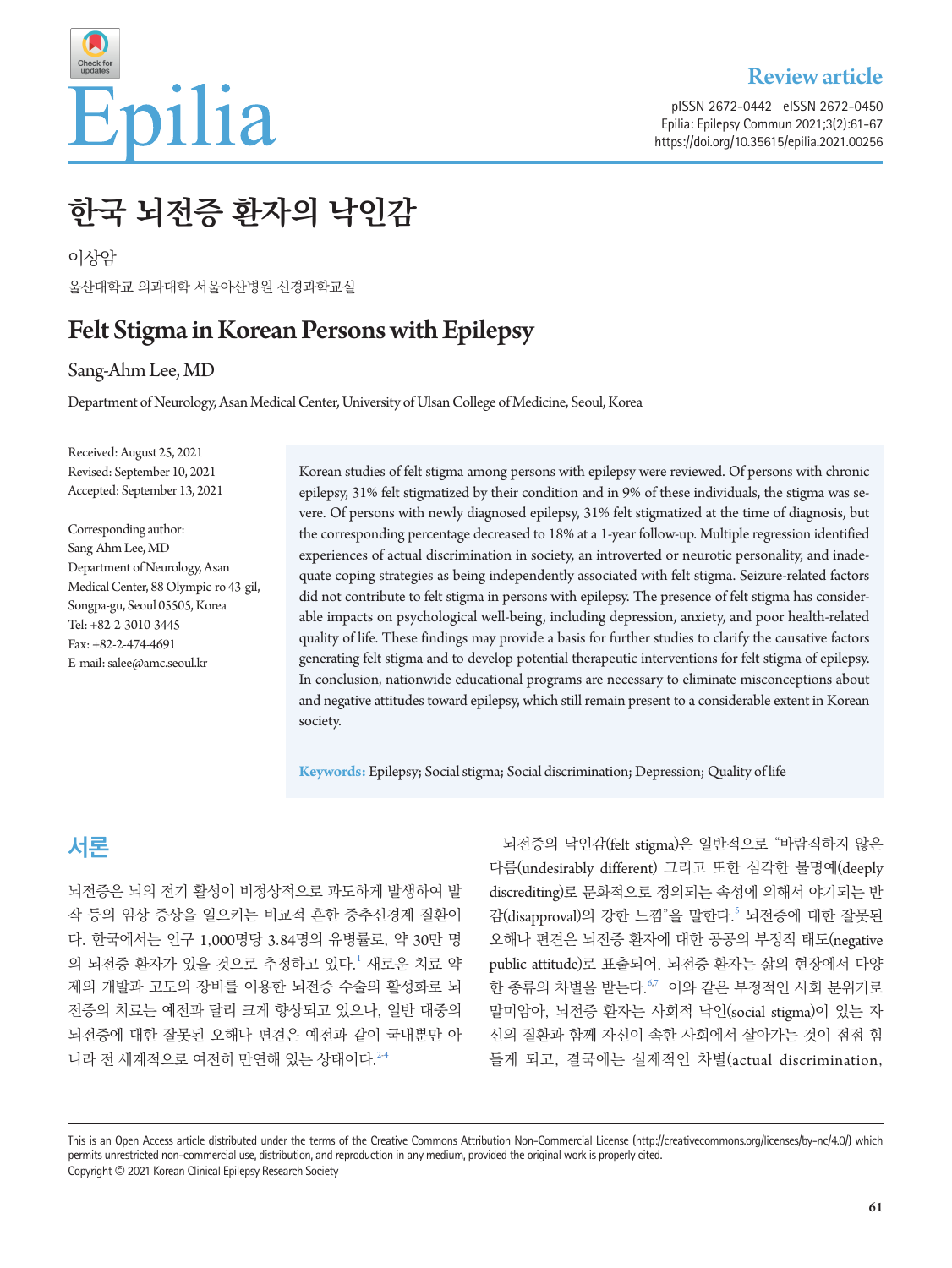Review article

# 한국 뇌전증 환자의 낙인감

이상암

울산대학교 의과대학 서울아산병원 신경과학교실

# Felt Stigma in Korean Persons with Epilepsy

Sang-Ahm Lee, MD

Department of Neurology, Asan Medical Center, University of Ulsan College of Medicine, Seoul, Korea

Received: August 25, 2021
Revised: September 10, 2021
Accepted: September 13, 2021

Corresponding author:
Sang-Ahm Lee, MD
Department of Neurology, Asan Medical Center, 88 Olympic-ro 43-gil, Songpa-gu, Seoul 05505, Korea
Tel: +82-2-3010-3445
Fax: +82-2-474-4691
E-mail: salee@amc.seoul.kr

Korean studies of felt stigma among persons with epilepsy were reviewed. Of persons with chronic epilepsy, 31% felt stigmatized by their condition and in 9% of these individuals, the stigma was severe. Of persons with newly diagnosed epilepsy, 31% felt stigmatized at the time of diagnosis, but the corresponding percentage decreased to 18% at a 1-year follow-up. Multiple regression identified experiences of actual discrimination in society, an introverted or neurotic personality, and inadequate coping strategies as being independently associated with felt stigma. Seizure-related factors did not contribute to felt stigma in persons with epilepsy. The presence of felt stigma has considerable impacts on psychological well-being, including depression, anxiety, and poor health-related quality of life. These findings may provide a basis for further studies to clarify the causative factors generating felt stigma and to develop potential therapeutic interventions for felt stigma of epilepsy. In conclusion, nationwide educational programs are necessary to eliminate misconceptions about and negative attitudes toward epilepsy, which still remain present to a considerable extent in Korean society.

**Keywords:** Epilepsy; Social stigma; Social discrimination; Depression; Quality of life

## 서론

뇌전증은 뇌의 전기 활성이 비정상적으로 과도하게 발생하여 발작 등의 임상 증상을 일으키는 비교적 흔한 중추신경계 질환이다. 한국에서는 인구 1,000명당 3.84명의 유병률로, 약 30만 명의 뇌전증 환자가 있을 것으로 추정하고 있다.[1] 새로운 치료 약제의 개발과 고도의 장비를 이용한 뇌전증 수술의 활성화로 뇌전증의 치료는 예전과 달리 크게 향상되고 있으나, 일반 대중의 뇌전증에 대한 잘못된 오해나 편견은 예전과 같이 국내뿐만 아니라 전 세계적으로 여전히 만연해 있는 상태이다.[2-4]

뇌전증의 낙인감(felt stigma)은 일반적으로 "바람직하지 않은 다름(undesirably different) 그리고 또한 심각한 불명예(deeply discrediting)로 문화적으로 정의되는 속성에 의해서 야기되는 반감(disapproval)의 강한 느낌"을 말한다.[5] 뇌전증에 대한 잘못된 오해나 편견은 뇌전증 환자에 대한 공공의 부정적 태도(negative public attitude)로 표출되어, 뇌전증 환자는 삶의 현장에서 다양한 종류의 차별을 받는다.[6,7] 이와 같은 부정적인 사회 분위기로 말미암아, 뇌전증 환자는 사회적 낙인(social stigma)이 있는 자신의 질환과 함께 자신이 속한 사회에서 살아가는 것이 점점 힘들게 되고, 결국에는 실제적인 차별(actual discrimination,

This is an Open Access article distributed under the terms of the Creative Commons Attribution Non-Commercial License (http://creativecommons.org/licenses/by-nc/4.0/) which permits unrestricted non-commercial use, distribution, and reproduction in any medium, provided the original work is properly cited.
Copyright © 2021 Korean Clinical Epilepsy Research Society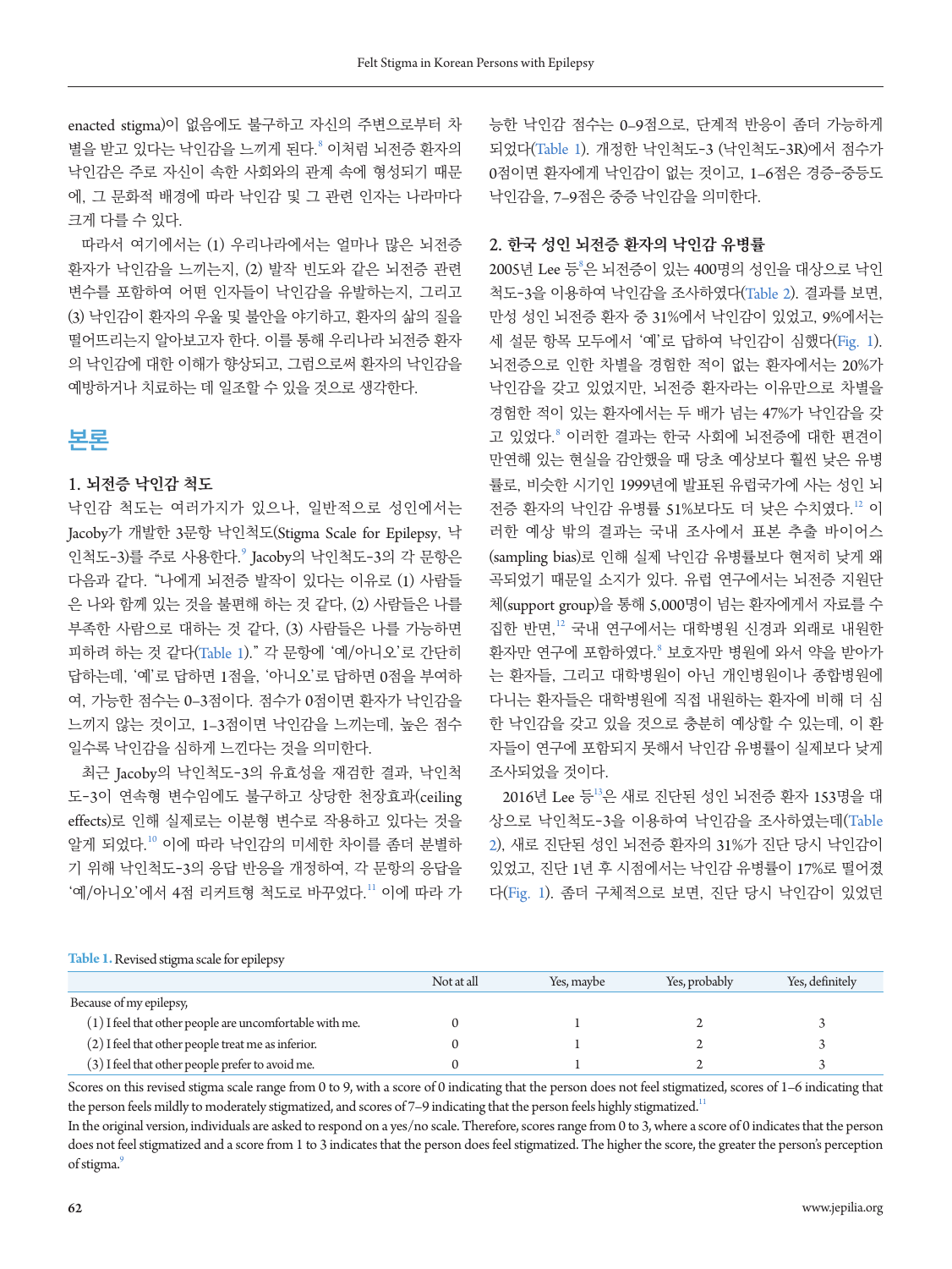enacted stigma)이 없음에도 불구하고 자신의 주변으로부터 차별을 받고 있다는 낙인감을 느끼게 된다.[8] 이처럼 뇌전증 환자의 낙인감은 주로 자신이 속한 사회와의 관계 속에 형성되기 때문에, 그 문화적 배경에 따라 낙인감 및 그 관련 인자는 나라마다 크게 다를 수 있다.

따라서 여기에서는 (1) 우리나라에서는 얼마나 많은 뇌전증 환자가 낙인감을 느끼는지, (2) 발작 빈도와 같은 뇌전증 관련 변수를 포함하여 어떤 인자들이 낙인감을 유발하는지, 그리고 (3) 낙인감이 환자의 우울 및 불안을 야기하고, 환자의 삶의 질을 떨어뜨리는지 알아보고자 한다. 이를 통해 우리나라 뇌전증 환자의 낙인감에 대한 이해가 향상되고, 그럼으로써 환자의 낙인감을 예방하거나 치료하는 데 일조할 수 있을 것으로 생각한다.

# 본론

## 1. 뇌전증 낙인감 척도

낙인감 척도는 여러가지가 있으나, 일반적으로 성인에서는 Jacoby가 개발한 3문항 낙인척도(Stigma Scale for Epilepsy, 낙인척도-3)를 주로 사용한다.[9] Jacoby의 낙인척도-3의 각 문항은 다음과 같다. "나에게 뇌전증 발작이 있다는 이유로 (1) 사람들은 나와 함께 있는 것을 불편해 하는 것 같다, (2) 사람들은 나를 부족한 사람으로 대하는 것 같다, (3) 사람들은 나를 가능하면 피하려 하는 것 같다(Table 1)." 각 문항에 '예/아니오'로 간단히 답하는데, '예'로 답하면 1점을, '아니오'로 답하면 0점을 부여하여, 가능한 점수는 0–3점이다. 점수가 0점이면 환자가 낙인감을 느끼지 않는 것이고, 1–3점이면 낙인감을 느끼는데, 높은 점수일수록 낙인감을 심하게 느낀다는 것을 의미한다.

최근 Jacoby의 낙인척도-3의 유효성을 재검한 결과, 낙인척도-3이 연속형 변수임에도 불구하고 상당한 천장효과(ceiling effects)로 인해 실제로는 이분형 변수로 작용하고 있다는 것을 알게 되었다.[10] 이에 따라 낙인감의 미세한 차이를 좀더 분별하기 위해 낙인척도-3의 응답 반응을 개정하여, 각 문항의 응답을 '예/아니오'에서 4점 리커트형 척도로 바꾸었다.[11] 이에 따라 가능한 낙인감 점수는 0–9점으로, 단계적 반응이 좀더 가능하게 되었다(Table 1). 개정한 낙인척도-3 (낙인척도-3R)에서 점수가 0점이면 환자에게 낙인감이 없는 것이고, 1–6점은 경증-중등도 낙인감을, 7–9점은 중증 낙인감을 의미한다.

## 2. 한국 성인 뇌전증 환자의 낙인감 유병률

2005년 Lee 등[8]은 뇌전증이 있는 400명의 성인을 대상으로 낙인척도-3을 이용하여 낙인감을 조사하였다(Table 2). 결과를 보면, 만성 성인 뇌전증 환자 중 31%에서 낙인감이 있었고, 9%에서는 세 설문 항목 모두에서 '예'로 답하여 낙인감이 심했다(Fig. 1). 뇌전증으로 인한 차별을 경험한 적이 없는 환자에서는 20%가 낙인감을 갖고 있었지만, 뇌전증 환자라는 이유만으로 차별을 경험한 적이 있는 환자에서는 두 배가 넘는 47%가 낙인감을 갖고 있었다.[8] 이러한 결과는 한국 사회에 뇌전증에 대한 편견이 만연해 있는 현실을 감안했을 때 당초 예상보다 훨씬 낮은 유병률로, 비슷한 시기인 1999년에 발표된 유럽국가에 사는 성인 뇌전증 환자의 낙인감 유병률 51%보다도 더 낮은 수치였다.[12] 이러한 예상 밖의 결과는 국내 조사에서 표본 추출 바이어스(sampling bias)로 인해 실제 낙인감 유병률보다 현저히 낮게 왜곡되었기 때문일 소지가 있다. 유럽 연구에서는 뇌전증 지원단체(support group)을 통해 5,000명이 넘는 환자에게서 자료를 수집한 반면,[12] 국내 연구에서는 대학병원 신경과 외래로 내원한 환자만 연구에 포함하였다.[8] 보호자만 병원에 와서 약을 받아가는 환자들, 그리고 대학병원이 아닌 개인병원이나 종합병원에 다니는 환자들은 대학병원에 직접 내원하는 환자에 비해 더 심한 낙인감을 갖고 있을 것으로 충분히 예상할 수 있는데, 이 환자들이 연구에 포함되지 못해서 낙인감 유병률이 실제보다 낮게 조사되었을 것이다.

2016년 Lee 등[13]은 새로 진단된 성인 뇌전증 환자 153명을 대상으로 낙인척도-3을 이용하여 낙인감을 조사하였는데(Table 2), 새로 진단된 성인 뇌전증 환자의 31%가 진단 당시 낙인감이 있었고, 진단 1년 후 시점에서는 낙인감 유병률이 17%로 떨어졌다(Fig. 1). 좀더 구체적으로 보면, 진단 당시 낙인감이 있었던

**Table 1.** Revised stigma scale for epilepsy

| | Not at all | Yes, maybe | Yes, probably | Yes, definitely |
|---|---|---|---|---|
| Because of my epilepsy, | | | | |
| (1) I feel that other people are uncomfortable with me. | 0 | 1 | 2 | 3 |
| (2) I feel that other people treat me as inferior. | 0 | 1 | 2 | 3 |
| (3) I feel that other people prefer to avoid me. | 0 | 1 | 2 | 3 |

Scores on this revised stigma scale range from 0 to 9, with a score of 0 indicating that the person does not feel stigmatized, scores of 1–6 indicating that the person feels mildly to moderately stigmatized, and scores of 7–9 indicating that the person feels highly stigmatized.[11]

In the original version, individuals are asked to respond on a yes/no scale. Therefore, scores range from 0 to 3, where a score of 0 indicates that the person does not feel stigmatized and a score from 1 to 3 indicates that the person does feel stigmatized. The higher the score, the greater the person's perception of stigma.[9]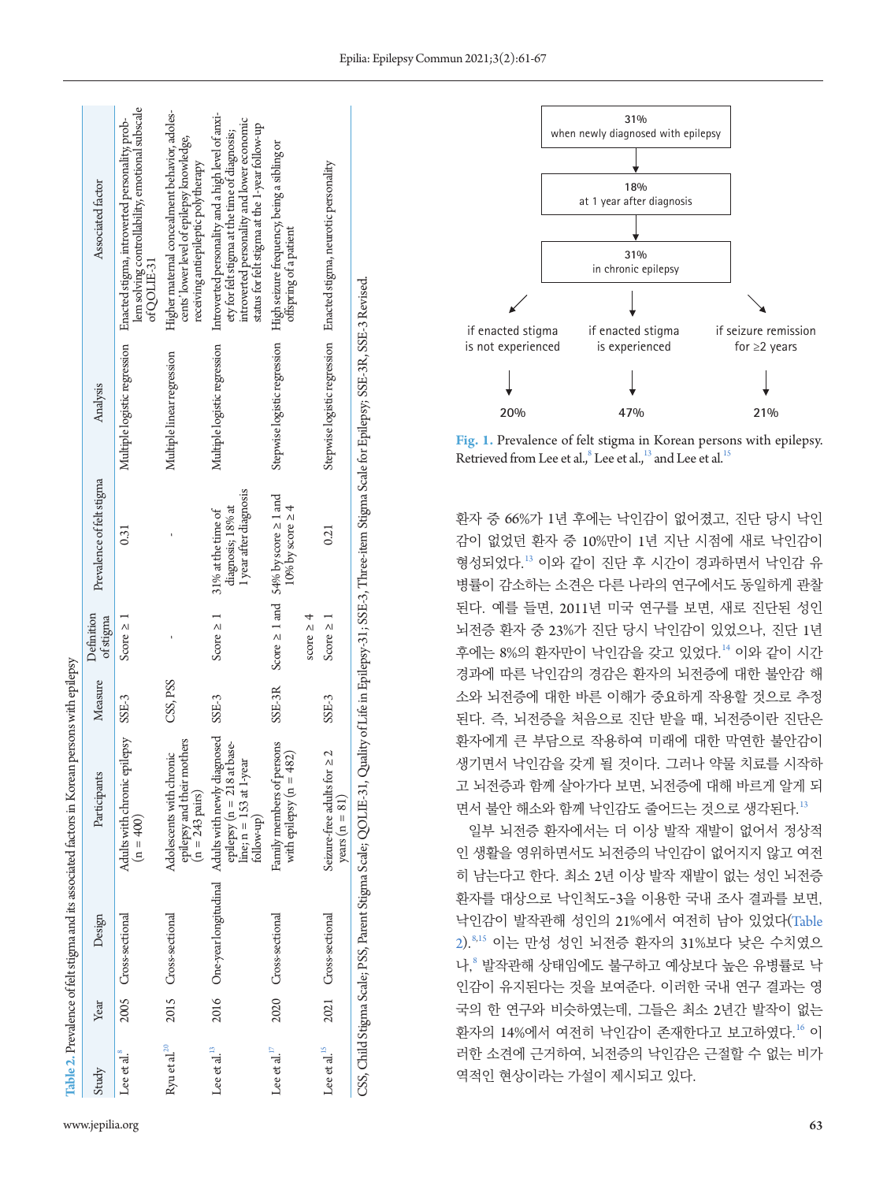Table 2. Prevalence of felt stigma and its associated factors in Korean persons with epilepsy

| Study | Year | Design | Participants | Measure | Definition of stigma | Prevalence of felt stigma | Analysis | Associated factor |
|---|---|---|---|---|---|---|---|---|
| Lee et al.[8] | 2005 | Cross-sectional | Adults with chronic epilepsy (n = 400) | SSE-3 | Score ≥ 1 | 0.31 | Multiple logistic regression | Enacted stigma, introverted personality, problem solving controllability, emotional subscale of QOLIE-31 |
| Ryu et al.[20] | 2015 | Cross-sectional | Adolescents with chronic epilepsy and their mothers (n = 243 pairs) | CSS, PSS | - | - | Multiple linear regression | Higher maternal concealment behavior, adolescents' lower level of epilepsy knowledge, receiving antiepileptic polytherapy |
| Lee et al.[13] | 2016 | One-year longitudinal | Adults with newly diagnosed epilepsy (n = 218 at baseline; n = 153 at 1-year follow-up) | SSE-3 | Score ≥ 1 | 31% at the time of diagnosis; 18% at 1 year after diagnosis | Multiple logistic regression | Introverted personality and a high level of anxiety for felt stigma at the time of diagnosis; introverted personality and lower economic status for felt stigma at the 1-year follow-up |
| Lee et al.[17] | 2020 | Cross-sectional | Family members of persons with epilepsy (n = 482) | SSE-3R | Score ≥ 1 and score ≥ 4 | 54% by score ≥ 1 and 10% by score ≥ 4 | Stepwise logistic regression | High seizure frequency, being a sibling or offspring of a patient |
| Lee et al.[15] | 2021 | Cross-sectional | Seizure-free adults for ≥ 2 years (n = 81) | SSE-3 | Score ≥ 1 | 0.21 | Stepwise logistic regression | Enacted stigma, neurotic personality |

CSS, Child Stigma Scale; PSS, Parent Stigma Scale; QOLIE-31, Quality of Life in Epilepsy-31; SSE-3, Three-item Stigma Scale for Epilepsy; SSE-3R, SSE-3 Revised.

31% when newly diagnosed with epilepsy → 18% at 1 year after diagnosis → 31% in chronic epilepsy → if enacted stigma is not experienced: 20%; if enacted stigma is experienced: 47%; if seizure remission for ≥2 years: 21%

Fig. 1. Prevalence of felt stigma in Korean persons with epilepsy. Retrieved from Lee et al.,[8] Lee et al.,[13] and Lee et al.[15]

환자 중 66%가 1년 후에는 낙인감이 없어졌고, 진단 당시 낙인감이 없었던 환자 중 10%만이 1년 지난 시점에 새로 낙인감이 형성되었다.[13] 이와 같이 진단 후 시간이 경과하면서 낙인감 유병률이 감소하는 소견은 다른 나라의 연구에서도 동일하게 관찰된다. 예를 들면, 2011년 미국 연구를 보면, 새로 진단된 성인 뇌전증 환자 중 23%가 진단 당시 낙인감이 있었으나, 진단 1년 후에는 8%의 환자만이 낙인감을 갖고 있었다.[14] 이와 같이 시간 경과에 따른 낙인감의 경감은 환자의 뇌전증에 대한 불안감 해소와 뇌전증에 대한 바른 이해가 중요하게 작용할 것으로 추정된다. 즉, 뇌전증을 처음으로 진단 받을 때, 뇌전증이란 진단은 환자에게 큰 부담으로 작용하여 미래에 대한 막연한 불안감이 생기면서 낙인감을 갖게 될 것이다. 그러나 약물 치료를 시작하고 뇌전증과 함께 살아가다 보면, 뇌전증에 대해 바르게 알게 되면서 불안 해소와 함께 낙인감도 줄어드는 것으로 생각된다.[13]

일부 뇌전증 환자에서는 더 이상 발작 재발이 없어서 정상적인 생활을 영위하면서도 뇌전증의 낙인감이 없어지지 않고 여전히 남는다고 한다. 최소 2년 이상 발작 재발이 없는 성인 뇌전증 환자를 대상으로 낙인척도-3을 이용한 국내 조사 결과를 보면, 낙인감이 발작관해 성인의 21%에서 여전히 남아 있었다(Table 2).[8,15] 이는 만성 성인 뇌전증 환자의 31%보다 낮은 수치였으나,[8] 발작관해 상태임에도 불구하고 예상보다 높은 유병률로 낙인감이 유지된다는 것을 보여준다. 이러한 국내 연구 결과는 영국의 한 연구와 비슷하였는데, 그들은 최소 2년간 발작이 없는 환자의 14%에서 여전히 낙인감이 존재한다고 보고하였다.[16] 이러한 소견에 근거하여, 뇌전증의 낙인감은 근절할 수 없는 비가역적인 현상이라는 가설이 제시되고 있다.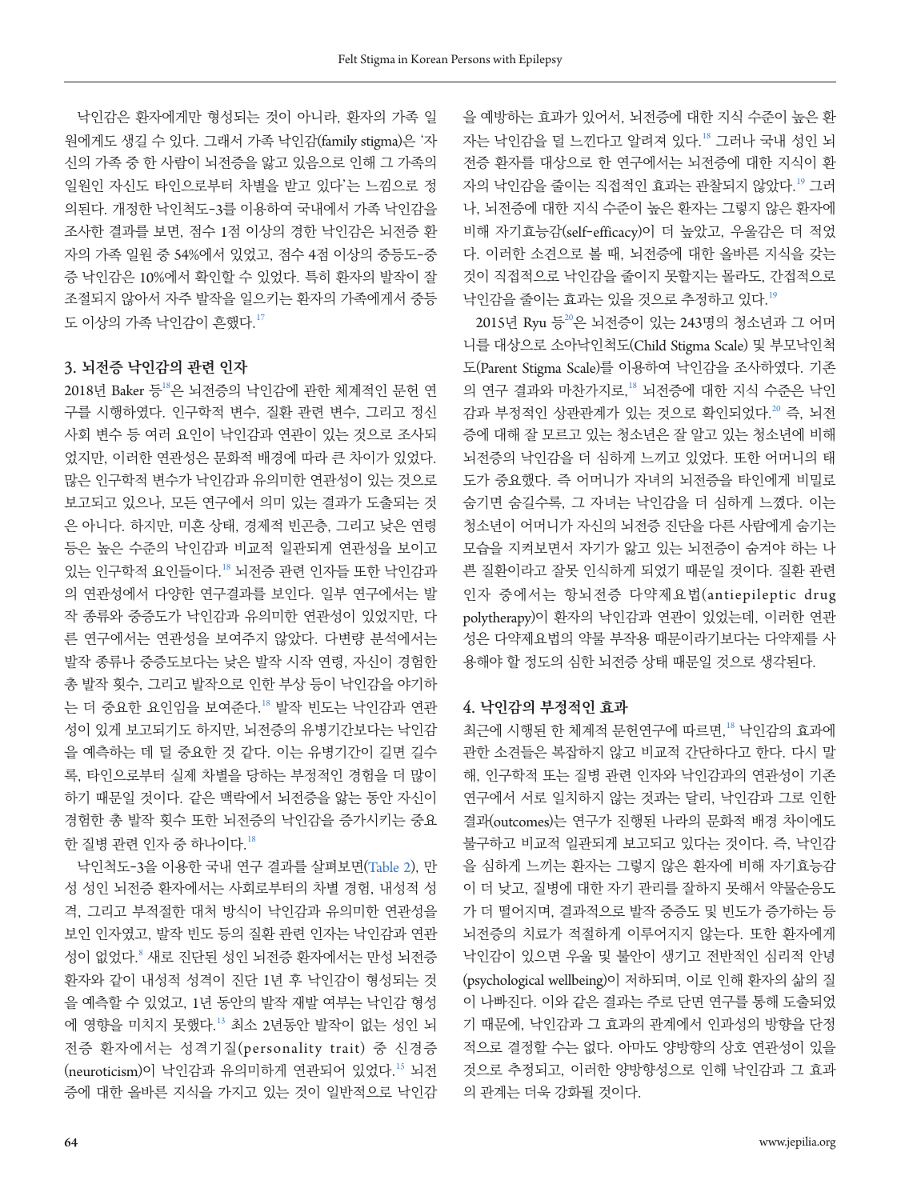낙인감은 환자에게만 형성되는 것이 아니라, 환자의 가족 일원에게도 생길 수 있다. 그래서 가족 낙인감(family stigma)은 '자신의 가족 중 한 사람이 뇌전증을 앓고 있음으로 인해 그 가족의 일원인 자신도 타인으로부터 차별을 받고 있다'는 느낌으로 정의된다. 개정한 낙인척도-3를 이용하여 국내에서 가족 낙인감을 조사한 결과를 보면, 점수 1점 이상의 경한 낙인감은 뇌전증 환자의 가족 일원 중 54%에서 있었고, 점수 4점 이상의 중등도-중증 낙인감은 10%에서 확인할 수 있었다. 특히 환자의 발작이 잘 조절되지 않아서 자주 발작을 일으키는 환자의 가족에게서 중등도 이상의 가족 낙인감이 흔했다.[17]

### 3. 뇌전증 낙인감의 관련 인자

2018년 Baker 등[18]은 뇌전증의 낙인감에 관한 체계적인 문헌 연구를 시행하였다. 인구학적 변수, 질환 관련 변수, 그리고 정신사회 변수 등 여러 요인이 낙인감과 연관이 있는 것으로 조사되었지만, 이러한 연관성은 문화적 배경에 따라 큰 차이가 있었다. 많은 인구학적 변수가 낙인감과 유의미한 연관성이 있는 것으로 보고되고 있으나, 모든 연구에서 의미 있는 결과가 도출되는 것은 아니다. 하지만, 미혼 상태, 경제적 빈곤층, 그리고 낮은 연령 등은 높은 수준의 낙인감과 비교적 일관되게 연관성을 보이고 있는 인구학적 요인들이다.[18] 뇌전증 관련 인자들 또한 낙인감과의 연관성에서 다양한 연구결과를 보인다. 일부 연구에서는 발작 종류와 중증도가 낙인감과 유의미한 연관성이 있었지만, 다른 연구에서는 연관성을 보여주지 않았다. 다변량 분석에서는 발작 종류나 중증도보다는 낮은 발작 시작 연령, 자신이 경험한 총 발작 횟수, 그리고 발작으로 인한 부상 등이 낙인감을 야기하는 더 중요한 요인임을 보여준다.[18] 발작 빈도는 낙인감과 연관성이 있게 보고되기도 하지만, 뇌전증의 유병기간보다는 낙인감을 예측하는 데 덜 중요한 것 같다. 이는 유병기간이 길면 길수록, 타인으로부터 실제 차별을 당하는 부정적인 경험을 더 많이 하기 때문일 것이다. 같은 맥락에서 뇌전증을 앓는 동안 자신이 경험한 총 발작 횟수 또한 뇌전증의 낙인감을 증가시키는 중요한 질병 관련 인자 중 하나이다.[18]

낙인척도-3을 이용한 국내 연구 결과를 살펴보면(Table 2), 만성 성인 뇌전증 환자에서는 사회로부터의 차별 경험, 내성적 성격, 그리고 부적절한 대처 방식이 낙인감과 유의미한 연관성을 보인 인자였고, 발작 빈도 등의 질환 관련 인자는 낙인감과 연관성이 없었다.[8] 새로 진단된 성인 뇌전증 환자에서는 만성 뇌전증 환자와 같이 내성적 성격이 진단 1년 후 낙인감이 형성되는 것을 예측할 수 있었고, 1년 동안의 발작 재발 여부는 낙인감 형성에 영향을 미치지 못했다.[13] 최소 2년동안 발작이 없는 성인 뇌전증 환자에서는 성격기질(personality trait) 중 신경증(neuroticism)이 낙인감과 유의미하게 연관되어 있었다.[15] 뇌전증에 대한 올바른 지식을 가지고 있는 것이 일반적으로 낙인감을 예방하는 효과가 있어서, 뇌전증에 대한 지식 수준이 높은 환자는 낙인감을 덜 느낀다고 알려져 있다.[18] 그러나 국내 성인 뇌전증 환자를 대상으로 한 연구에서는 뇌전증에 대한 지식이 환자의 낙인감을 줄이는 직접적인 효과는 관찰되지 않았다.[19] 그러나, 뇌전증에 대한 지식 수준이 높은 환자는 그렇지 않은 환자에 비해 자기효능감(self-efficacy)이 더 높았고, 우울감은 더 적었다. 이러한 소견으로 볼 때, 뇌전증에 대한 올바른 지식을 갖는 것이 직접적으로 낙인감을 줄이지 못할지는 몰라도, 간접적으로 낙인감을 줄이는 효과는 있을 것으로 추정하고 있다.[19]

2015년 Ryu 등[20]은 뇌전증이 있는 243명의 청소년과 그 어머니를 대상으로 소아낙인척도(Child Stigma Scale) 및 부모낙인척도(Parent Stigma Scale)를 이용하여 낙인감을 조사하였다. 기존의 연구 결과와 마찬가지로,[18] 뇌전증에 대한 지식 수준은 낙인감과 부정적인 상관관계가 있는 것으로 확인되었다.[20] 즉, 뇌전증에 대해 잘 모르고 있는 청소년은 잘 알고 있는 청소년에 비해 뇌전증의 낙인감을 더 심하게 느끼고 있었다. 또한 어머니의 태도가 중요했다. 즉 어머니가 자녀의 뇌전증을 타인에게 비밀로 숨기면 숨길수록, 그 자녀는 낙인감을 더 심하게 느꼈다. 이는 청소년이 어머니가 자신의 뇌전증 진단을 다른 사람에게 숨기는 모습을 지켜보면서 자기가 앓고 있는 뇌전증이 숨겨야 하는 나쁜 질환이라고 잘못 인식하게 되었기 때문일 것이다. 질환 관련 인자 중에서는 항뇌전증 다약제요법(antiepileptic drug polytherapy)이 환자의 낙인감과 연관이 있었는데, 이러한 연관성은 다약제요법의 약물 부작용 때문이라기보다는 다약제를 사용해야 할 정도의 심한 뇌전증 상태 때문일 것으로 생각된다.

### 4. 낙인감의 부정적인 효과

최근에 시행된 한 체계적 문헌연구에 따르면,[18] 낙인감의 효과에 관한 소견들은 복잡하지 않고 비교적 간단하다고 한다. 다시 말해, 인구학적 또는 질병 관련 인자와 낙인감과의 연관성이 기존 연구에서 서로 일치하지 않는 것과는 달리, 낙인감과 그로 인한 결과(outcomes)는 연구가 진행된 나라의 문화적 배경 차이에도 불구하고 비교적 일관되게 보고되고 있다는 것이다. 즉, 낙인감을 심하게 느끼는 환자는 그렇지 않은 환자에 비해 자기효능감이 더 낮고, 질병에 대한 자기 관리를 잘하지 못해서 약물순응도가 더 떨어지며, 결과적으로 발작 중증도 및 빈도가 증가하는 등 뇌전증의 치료가 적절하게 이루어지지 않는다. 또한 환자에게 낙인감이 있으면 우울 및 불안이 생기고 전반적인 심리적 안녕(psychological wellbeing)이 저하되며, 이로 인해 환자의 삶의 질이 나빠진다. 이와 같은 결과는 주로 단면 연구를 통해 도출되었기 때문에, 낙인감과 그 효과의 관계에서 인과성의 방향을 단정적으로 결정할 수는 없다. 아마도 양방향의 상호 연관성이 있을 것으로 추정되고, 이러한 양방향성으로 인해 낙인감과 그 효과의 관계는 더욱 강화될 것이다.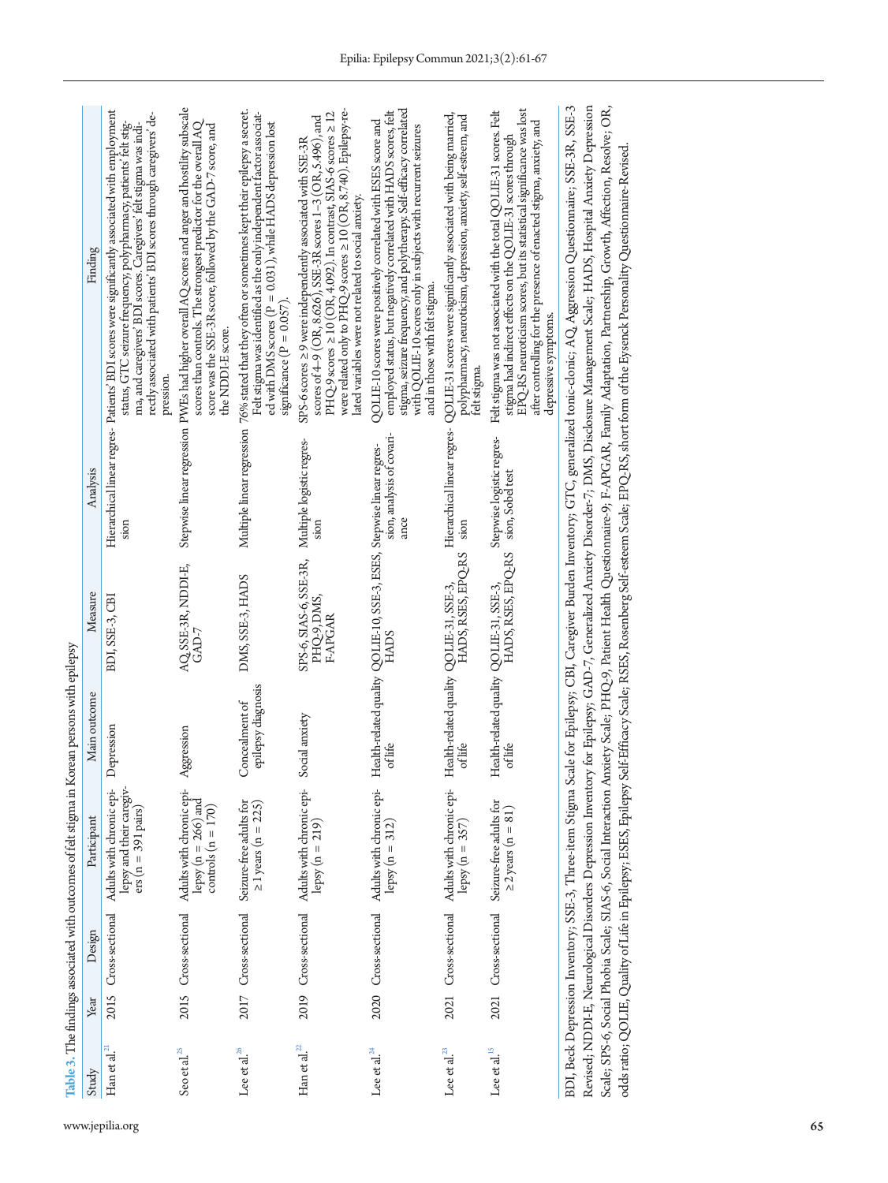**Table 3.** The findings associated with outcomes of felt stigma in Korean persons with epilepsy

| Study | Year | Design | Participant | Main outcome | Measure | Analysis | Finding |
|---|---|---|---|---|---|---|---|
| Han et al.[21] | 2015 | Cross-sectional | Adults with chronic epilepsy and their caregivers (n = 391 pairs) | Depression | BDI, SSE-3, CBI | Hierarchical linear regression | Patients' BDI scores were significantly associated with employment status, GTC seizure frequency, polypharmacy, patients' felt stigma, and caregivers' BDI scores. Caregivers' felt stigma was indirectly associated with patients' BDI scores through caregivers' depression. |
| Seo et al.[25] | 2015 | Cross-sectional | Adults with chronic epilepsy (n = 266) and controls (n = 170) | Aggression | AQ, SSE-3R, NDDI-E, GAD-7 | Stepwise linear regression | PWEs had higher overall AQ scores and anger and hostility subscale scores than controls. The strongest predictor for the overall AQ score was the SSE-3R score, followed by the GAD-7 score, and the NDDI-E score. |
| Lee et al.[26] | 2017 | Cross-sectional | Seizure-free adults for ≥1 years (n = 225) | Concealment of epilepsy diagnosis | DMS, SSE-3, HADS | Multiple linear regression | 76% stated that they often or sometimes kept their epilepsy a secret. Felt stigma was identified as the only independent factor associated with DMS scores (P = 0.031), while HADS depression lost significance (P = 0.057). |
| Han et al.[22] | 2019 | Cross-sectional | Adults with chronic epilepsy (n = 219) | Social anxiety | SPS-6, SIAS-6, SSE-3R, PHQ-9, DMS, F-APGAR | Multiple logistic regression | SPS-6 scores ≥9 were independently associated with SSE-3R scores of 4–9 (OR, 8.626), SSE-3R scores 1–3 (OR, 5.496), and PHQ-9 scores ≥10 (OR, 4.092). In contrast, SIAS-6 scores ≥12 were related only to PHQ-9 scores ≥10 (OR, 8.740). Epilepsy-related variables were not related to social anxiety. |
| Lee et al.[24] | 2020 | Cross-sectional | Adults with chronic epilepsy (n = 312) | Health-related quality of life | QOLIE-10, SSE-3, ESES, HADS | Stepwise linear regression, analysis of covariance | QOLIE-10 scores were positively correlated with ESES score and employed status, but negatively correlated with HADS scores, felt stigma, seizure frequency, and polytherapy. Self-efficacy correlated with QOLIE-10 scores only in subjects with recurrent seizures and in those with felt stigma. |
| Lee et al.[23] | 2021 | Cross-sectional | Adults with chronic epilepsy (n = 357) | Health-related quality of life | QOLIE-31, SSE-3, HADS, RSES, EPQ-RS | Hierarchical linear regression | QOLIE-31 scores were significantly associated with being married, polypharmacy, neuroticism, depression, anxiety, self-esteem, and felt stigma. |
| Lee et al.[15] | 2021 | Cross-sectional | Seizure-free adults for ≥2 years (n = 81) | Health-related quality of life | QOLIE-31, SSE-3, HADS, RSES, EPQ-RS | Stepwise logistic regression, Sobel test | Felt stigma was not associated with the total QOLIE-31 scores. Felt stigma had indirect effects on the QOLIE-31 scores through EPQ-RS neuroticism scores, but its statistical significance was lost after controlling for the presence of enacted stigma, anxiety, and depressive symptoms. |

BDI, Beck Depression Inventory; SSE-3, Three-item Stigma Scale for Epilepsy; CBI, Caregiver Burden Inventory; GTC, generalized tonic-clonic; AQ, Aggression Questionnaire; SSE-3R, SSE-3 Revised; NDDI-E, Neurological Disorders Depression Inventory for Epilepsy; GAD-7, Generalized Anxiety Disorder-7; DMS, Disclosure Management Scale; HADS, Hospital Anxiety Depression Scale; SPS-6, Social Phobia Scale; SIAS-6, Social Interaction Anxiety Scale; PHQ-9, Patient Health Questionnaire-9; F-APGAR, Family Adaptation, Partnership, Growth, Affection, Resolve; OR, odds ratio; QOLIE, Quality of Life in Epilepsy; ESES, Epilepsy Self-Efficacy Scale; RSES, Rosenberg Self-esteem Scale; EPQ-RS, short form of the Eysenck Personality Questionnaire-Revised.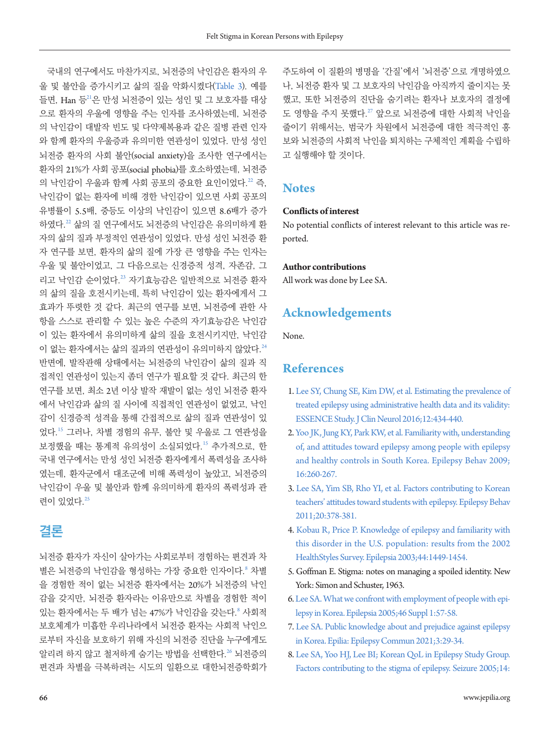국내의 연구에서도 마찬가지로, 뇌전증의 낙인감은 환자의 우울 및 불안을 증가시키고 삶의 질을 악화시켰다(Table 3). 예를 들면, Han 등[21]은 만성 뇌전증이 있는 성인 및 그 보호자를 대상으로 환자의 우울에 영향을 주는 인자를 조사하였는데, 뇌전증의 낙인감이 대발작 빈도 및 다약제복용과 같은 질병 관련 인자와 함께 환자의 우울증과 유의미한 연관성이 있었다. 만성 성인 뇌전증 환자의 사회 불안(social anxiety)을 조사한 연구에서는 환자의 21%가 사회 공포(social phobia)를 호소하였는데, 뇌전증의 낙인감이 우울과 함께 사회 공포의 중요한 요인이었다.[22] 즉, 낙인감이 없는 환자에 비해 경한 낙인감이 있으면 사회 공포의 유병률이 5.5배, 중등도 이상의 낙인감이 있으면 8.6배가 증가하였다.[22] 삶의 질 연구에서도 뇌전증의 낙인감은 유의미하게 환자의 삶의 질과 부정적인 연관성이 있었다. 만성 성인 뇌전증 환자 연구를 보면, 환자의 삶의 질에 가장 큰 영향을 주는 인자는 우울 및 불안이었고, 그 다음으로는 신경증적 성격, 자존감, 그리고 낙인감 순이었다.[23] 자기효능감은 일반적으로 뇌전증 환자의 삶의 질을 호전시키는데, 특히 낙인감이 있는 환자에게서 그 효과가 뚜렷한 것 같다. 최근의 연구를 보면, 뇌전증에 관한 사항을 스스로 관리할 수 있는 높은 수준의 자기효능감은 낙인감이 있는 환자에서 유의미하게 삶의 질을 호전시키지만, 낙인감이 없는 환자에서는 삶의 질과의 연관성이 유의미하지 않았다.[24] 반면에, 발작관해 상태에서는 뇌전증의 낙인감이 삶의 질과 직접적인 연관성이 있는지 좀더 연구가 필요할 것 같다. 최근의 한 연구를 보면, 최소 2년 이상 발작 재발이 없는 성인 뇌전증 환자에서 낙인감과 삶의 질 사이에 직접적인 연관성이 없었고, 낙인감이 신경증적 성격을 통해 간접적으로 삶의 질과 연관성이 있었다.[15] 그러나, 차별 경험의 유무, 불안 및 우울로 그 연관성을 보정했을 때는 통계적 유의성이 소실되었다.[15] 추가적으로, 한 국내 연구에서는 만성 성인 뇌전증 환자에게서 폭력성을 조사하였는데, 환자군에서 대조군에 비해 폭력성이 높았고, 뇌전증의 낙인감이 우울 및 불안과 함께 유의미하게 환자의 폭력성과 관련이 있었다.[25]

## 결론

뇌전증 환자가 자신이 살아가는 사회로부터 경험하는 편견과 차별은 뇌전증의 낙인감을 형성하는 가장 중요한 인자이다.[8] 차별을 경험한 적이 없는 뇌전증 환자에서는 20%가 뇌전증의 낙인감을 갖지만, 뇌전증 환자라는 이유만으로 차별을 경험한 적이 있는 환자에서는 두 배가 넘는 47%가 낙인감을 갖는다.[8] 사회적 보호체계가 미흡한 우리나라에서 뇌전증 환자는 사회적 낙인으로부터 자신을 보호하기 위해 자신의 뇌전증 진단을 누구에게도 알리려 하지 않고 철저하게 숨기는 방법을 선택한다.[26] 뇌전증의 편견과 차별을 극복하려는 시도의 일환으로 대한뇌전증학회가 주도하여 이 질환의 병명을 '간질'에서 '뇌전증'으로 개명하였으나, 뇌전증 환자 및 그 보호자의 낙인감을 아직까지 줄이지는 못했고, 또한 뇌전증의 진단을 숨기려는 환자나 보호자의 결정에도 영향을 주지 못했다.[27] 앞으로 뇌전증에 대한 사회적 낙인을 줄이기 위해서는, 범국가 차원에서 뇌전증에 대한 적극적인 홍보와 뇌전증의 사회적 낙인을 퇴치하는 구체적인 계획을 수립하고 실행해야 할 것이다.

## Notes

**Conflicts of interest**

No potential conflicts of interest relevant to this article was reported.

**Author contributions**

All work was done by Lee SA.

## Acknowledgements

None.

## References

1. Lee SY, Chung SE, Kim DW, et al. Estimating the prevalence of treated epilepsy using administrative health data and its validity: ESSENCE Study. J Clin Neurol 2016;12:434-440.
2. Yoo JK, Jung KY, Park KW, et al. Familiarity with, understanding of, and attitudes toward epilepsy among people with epilepsy and healthy controls in South Korea. Epilepsy Behav 2009;16:260-267.
3. Lee SA, Yim SB, Rho YI, et al. Factors contributing to Korean teachers' attitudes toward students with epilepsy. Epilepsy Behav 2011;20:378-381.
4. Kobau R, Price P. Knowledge of epilepsy and familiarity with this disorder in the U.S. population: results from the 2002 HealthStyles Survey. Epilepsia 2003;44:1449-1454.
5. Goffman E. Stigma: notes on managing a spoiled identity. New York: Simon and Schuster, 1963.
6. Lee SA. What we confront with employment of people with epilepsy in Korea. Epilepsia 2005;46 Suppl 1:57-58.
7. Lee SA. Public knowledge about and prejudice against epilepsy in Korea. Epilia: Epilepsy Commun 2021;3:29-34.
8. Lee SA, Yoo HJ, Lee BI; Korean QoL in Epilepsy Study Group. Factors contributing to the stigma of epilepsy. Seizure 2005;14: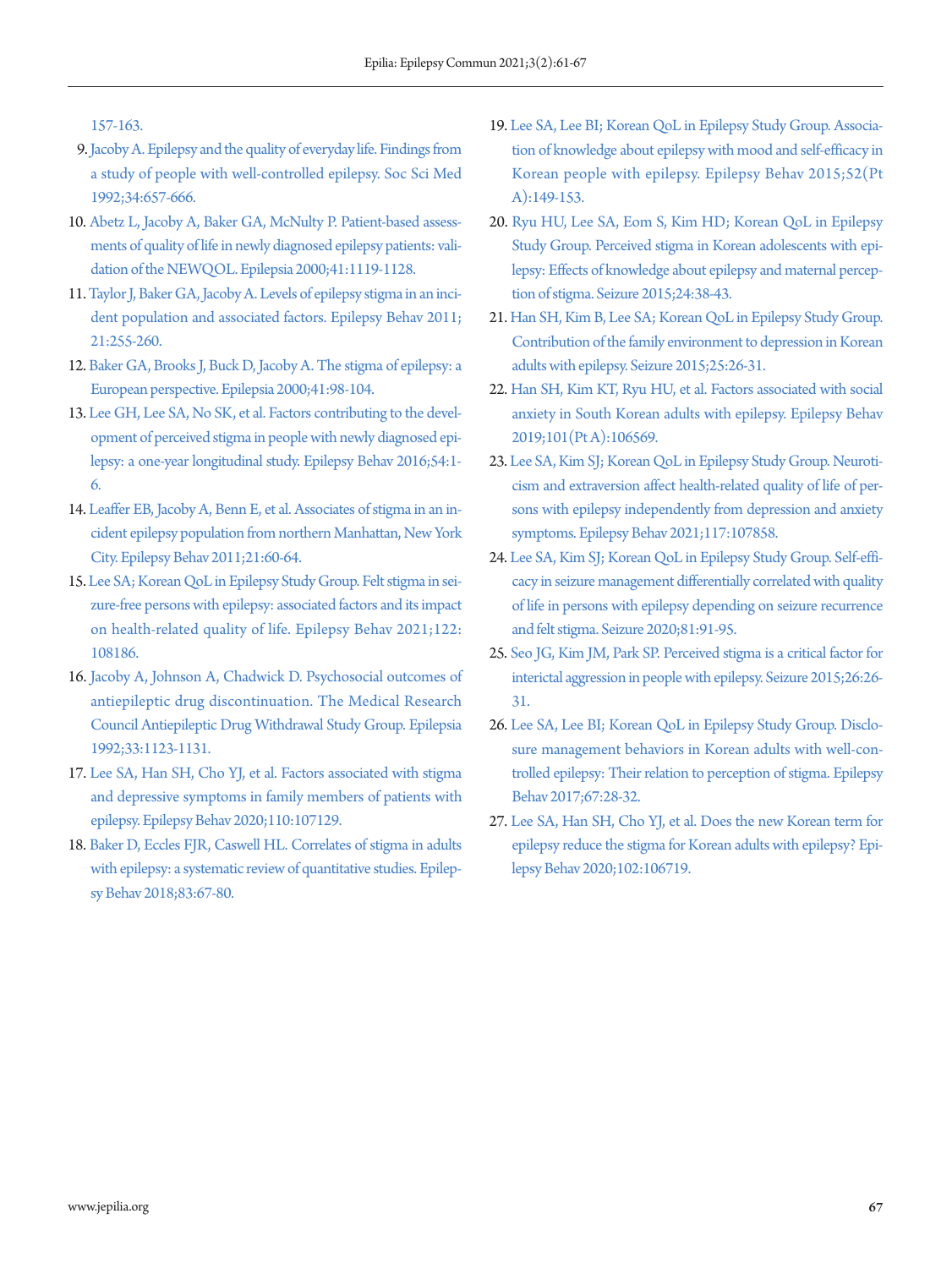157-163.

9. Jacoby A. Epilepsy and the quality of everyday life. Findings from a study of people with well-controlled epilepsy. Soc Sci Med 1992;34:657-666.
10. Abetz L, Jacoby A, Baker GA, McNulty P. Patient-based assessments of quality of life in newly diagnosed epilepsy patients: validation of the NEWQOL. Epilepsia 2000;41:1119-1128.
11. Taylor J, Baker GA, Jacoby A. Levels of epilepsy stigma in an incident population and associated factors. Epilepsy Behav 2011; 21:255-260.
12. Baker GA, Brooks J, Buck D, Jacoby A. The stigma of epilepsy: a European perspective. Epilepsia 2000;41:98-104.
13. Lee GH, Lee SA, No SK, et al. Factors contributing to the development of perceived stigma in people with newly diagnosed epilepsy: a one-year longitudinal study. Epilepsy Behav 2016;54:1-6.
14. Leaffer EB, Jacoby A, Benn E, et al. Associates of stigma in an incident epilepsy population from northern Manhattan, New York City. Epilepsy Behav 2011;21:60-64.
15. Lee SA; Korean QoL in Epilepsy Study Group. Felt stigma in seizure-free persons with epilepsy: associated factors and its impact on health-related quality of life. Epilepsy Behav 2021;122: 108186.
16. Jacoby A, Johnson A, Chadwick D. Psychosocial outcomes of antiepileptic drug discontinuation. The Medical Research Council Antiepileptic Drug Withdrawal Study Group. Epilepsia 1992;33:1123-1131.
17. Lee SA, Han SH, Cho YJ, et al. Factors associated with stigma and depressive symptoms in family members of patients with epilepsy. Epilepsy Behav 2020;110:107129.
18. Baker D, Eccles FJR, Caswell HL. Correlates of stigma in adults with epilepsy: a systematic review of quantitative studies. Epilepsy Behav 2018;83:67-80.
19. Lee SA, Lee BI; Korean QoL in Epilepsy Study Group. Association of knowledge about epilepsy with mood and self-efficacy in Korean people with epilepsy. Epilepsy Behav 2015;52(Pt A):149-153.
20. Ryu HU, Lee SA, Eom S, Kim HD; Korean QoL in Epilepsy Study Group. Perceived stigma in Korean adolescents with epilepsy: Effects of knowledge about epilepsy and maternal perception of stigma. Seizure 2015;24:38-43.
21. Han SH, Kim B, Lee SA; Korean QoL in Epilepsy Study Group. Contribution of the family environment to depression in Korean adults with epilepsy. Seizure 2015;25:26-31.
22. Han SH, Kim KT, Ryu HU, et al. Factors associated with social anxiety in South Korean adults with epilepsy. Epilepsy Behav 2019;101(Pt A):106569.
23. Lee SA, Kim SJ; Korean QoL in Epilepsy Study Group. Neuroticism and extraversion affect health-related quality of life of persons with epilepsy independently from depression and anxiety symptoms. Epilepsy Behav 2021;117:107858.
24. Lee SA, Kim SJ; Korean QoL in Epilepsy Study Group. Self-efficacy in seizure management differentially correlated with quality of life in persons with epilepsy depending on seizure recurrence and felt stigma. Seizure 2020;81:91-95.
25. Seo JG, Kim JM, Park SP. Perceived stigma is a critical factor for interictal aggression in people with epilepsy. Seizure 2015;26:26-31.
26. Lee SA, Lee BI; Korean QoL in Epilepsy Study Group. Disclosure management behaviors in Korean adults with well-controlled epilepsy: Their relation to perception of stigma. Epilepsy Behav 2017;67:28-32.
27. Lee SA, Han SH, Cho YJ, et al. Does the new Korean term for epilepsy reduce the stigma for Korean adults with epilepsy? Epilepsy Behav 2020;102:106719.